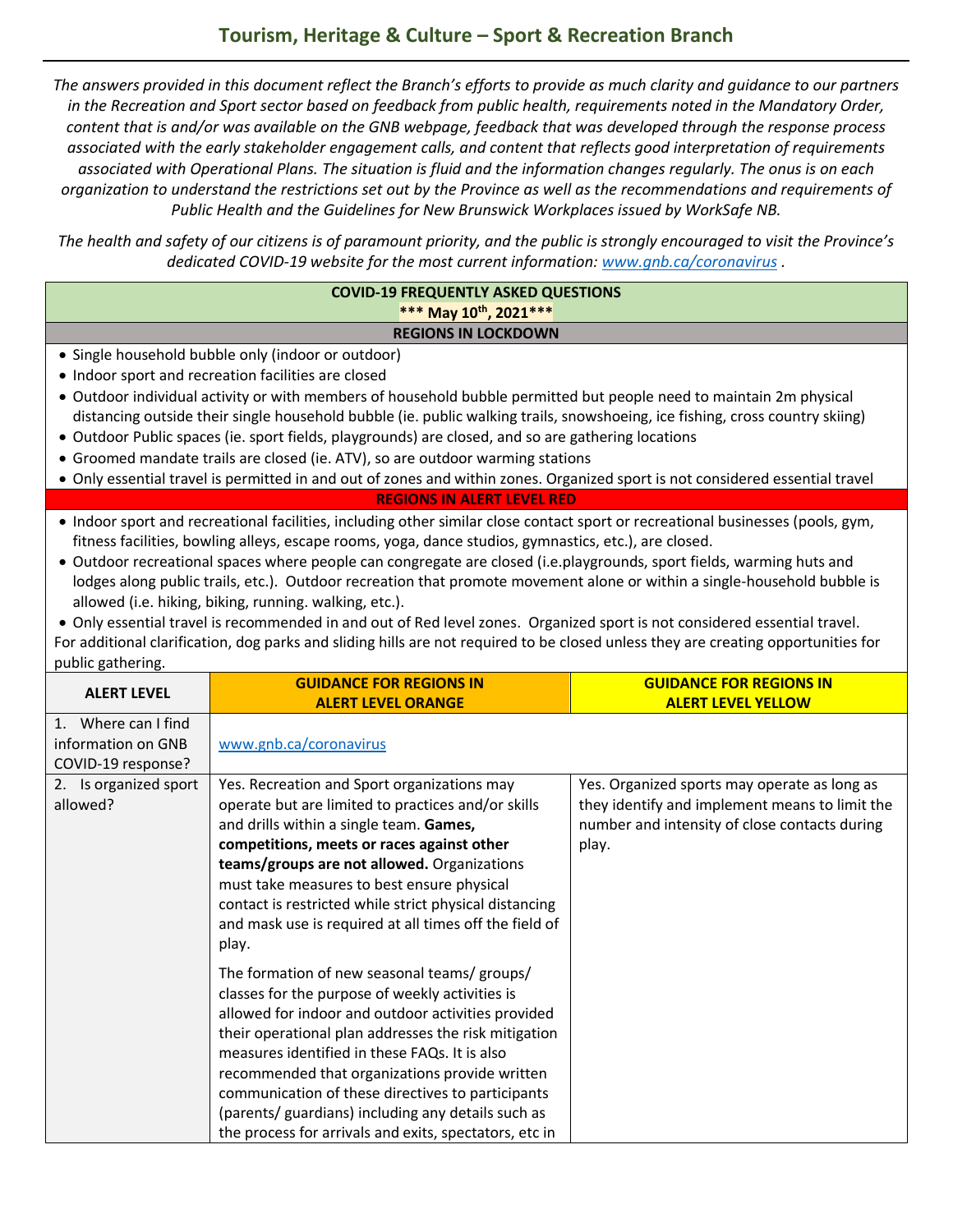# Tourism, Heritage & Culture – Sport & Recreation Branch

*The answers provided in this document reflect the Branch's efforts to provide as much clarity and guidance to our partners in the Recreation and Sport sector based on feedback from public health, requirements noted in the Mandatory Order, content that is and/or was available on the GNB webpage, feedback that was developed through the response process associated with the early stakeholder engagement calls, and content that reflects good interpretation of requirements associated with Operational Plans. The situation is fluid and the information changes regularly. The onus is on each organization to understand the restrictions set out by the Province as well as the recommendations and requirements of Public Health and the Guidelines for New Brunswick Workplaces issued by WorkSafe NB.*

*The health and safety of our citizens is of paramount priority, and the public is strongly encouraged to visit the Province's dedicated COVID-19 website for the most current information: www.gnb.ca/coronavirus .*

**COVID-19 FREQUENTLY ASKED QUESTIONS**

**\*\*\* May 10th, 2021\*\*\***

**REGIONS IN LOCKDOWN**

- Single household bubble only (indoor or outdoor)
- Indoor sport and recreation facilities are closed
- Outdoor individual activity or with members of household bubble permitted but people need to maintain 2m physical distancing outside their single household bubble (ie. public walking trails, snowshoeing, ice fishing, cross country skiing)
- Outdoor Public spaces (ie. sport fields, playgrounds) are closed, and so are gathering locations
- Groomed mandate trails are closed (ie. ATV), so are outdoor warming stations
- Only essential travel is permitted in and out of zones and within zones. Organized sport is not considered essential travel

**REGIONS IN ALERT LEVEL RED**

- Indoor sport and recreational facilities, including other similar close contact sport or recreational businesses (pools, gym, fitness facilities, bowling alleys, escape rooms, yoga, dance studios, gymnastics, etc.), are closed.
- Outdoor recreational spaces where people can congregate are closed (i.e.playgrounds, sport fields, warming huts and lodges along public trails, etc.). Outdoor recreation that promote movement alone or within a single-household bubble is allowed (i.e. hiking, biking, running. walking, etc.).
- Only essential travel is recommended in and out of Red level zones. Organized sport is not considered essential travel.

For additional clarification, dog parks and sliding hills are not required to be closed unless they are creating opportunities for public gathering.

| ALERT LEVEL | GUIDANCE FOR REGIONS IN ALERT LEVEL ORANGE | GUIDANCE FOR REGIONS IN ALERT LEVEL YELLOW |
|---|---|---|
| 1. Where can I find information on GNB COVID-19 response? | www.gnb.ca/coronavirus | |
| 2. Is organized sport allowed? | Yes. Recreation and Sport organizations may operate but are limited to practices and/or skills and drills within a single team. **Games, competitions, meets or races against other teams/groups are not allowed.** Organizations must take measures to best ensure physical contact is restricted while strict physical distancing and mask use is required at all times off the field of play.<br><br>The formation of new seasonal teams/ groups/ classes for the purpose of weekly activities is allowed for indoor and outdoor activities provided their operational plan addresses the risk mitigation measures identified in these FAQs. It is also recommended that organizations provide written communication of these directives to participants (parents/ guardians) including any details such as the process for arrivals and exits, spectators, etc in | Yes. Organized sports may operate as long as they identify and implement means to limit the number and intensity of close contacts during play. |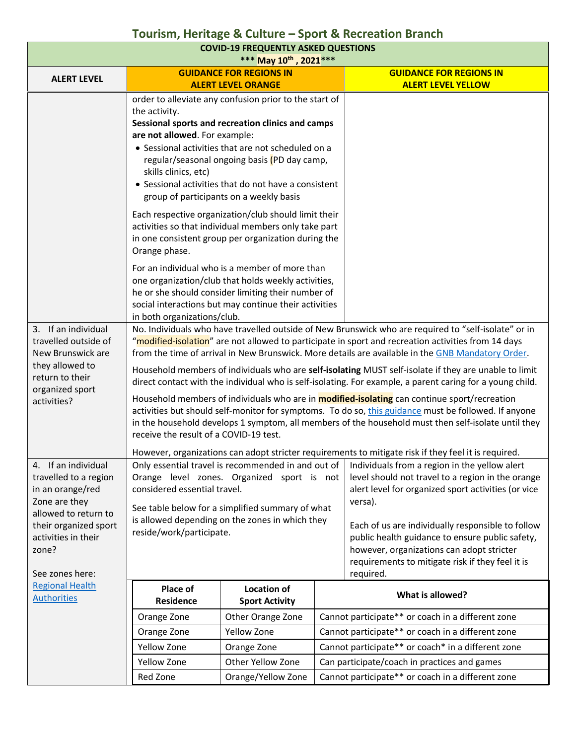## Tourism, Heritage & Culture – Sport & Recreation Branch

| COVID-19 FREQUENTLY ASKED QUESTIONS *** May 10th , 2021*** | | |
|---|---|---|
| **ALERT LEVEL** | **GUIDANCE FOR REGIONS IN ALERT LEVEL ORANGE** | **GUIDANCE FOR REGIONS IN ALERT LEVEL YELLOW** |
| | order to alleviate any confusion prior to the start of the activity.<br>**Sessional sports and recreation clinics and camps are not allowed**. For example:<br>• Sessional activities that are not scheduled on a regular/seasonal ongoing basis (PD day camp, skills clinics, etc)<br>• Sessional activities that do not have a consistent group of participants on a weekly basis<br><br>Each respective organization/club should limit their activities so that individual members only take part in one consistent group per organization during the Orange phase.<br><br>For an individual who is a member of more than one organization/club that holds weekly activities, he or she should consider limiting their number of social interactions but may continue their activities in both organizations/club. | |
| 3. If an individual travelled outside of New Brunswick are they allowed to return to their organized sport activities? | No. Individuals who have travelled outside of New Brunswick who are required to "self-isolate" or in "modified-isolation" are not allowed to participate in sport and recreation activities from 14 days from the time of arrival in New Brunswick. More details are available in the [GNB Mandatory Order](#).<br><br>Household members of individuals who are **self-isolating** MUST self-isolate if they are unable to limit direct contact with the individual who is self-isolating. For example, a parent caring for a young child.<br><br>Household members of individuals who are in **modified-isolating** can continue sport/recreation activities but should self-monitor for symptoms. To do so, [this guidance](#) must be followed. If anyone in the household develops 1 symptom, all members of the household must then self-isolate until they receive the result of a COVID-19 test.<br><br>However, organizations can adopt stricter requirements to mitigate risk if they feel it is required. | |
| 4. If an individual travelled to a region in an orange/red Zone are they allowed to return to their organized sport activities in their zone?<br><br>See zones here: [Regional Health Authorities](#) | Only essential travel is recommended in and out of Orange level zones. Organized sport is not considered essential travel.<br><br>See table below for a simplified summary of what is allowed depending on the zones in which they reside/work/participate. | Individuals from a region in the yellow alert level should not travel to a region in the orange alert level for organized sport activities (or vice versa).<br><br>Each of us are individually responsible to follow public health guidance to ensure public safety, however, organizations can adopt stricter requirements to mitigate risk if they feel it is required. |

| Place of Residence | Location of Sport Activity | What is allowed? |
|---|---|---|
| Orange Zone | Other Orange Zone | Cannot participate** or coach in a different zone |
| Orange Zone | Yellow Zone | Cannot participate** or coach in a different zone |
| Yellow Zone | Orange Zone | Cannot participate** or coach* in a different zone |
| Yellow Zone | Other Yellow Zone | Can participate/coach in practices and games |
| Red Zone | Orange/Yellow Zone | Cannot participate** or coach in a different zone |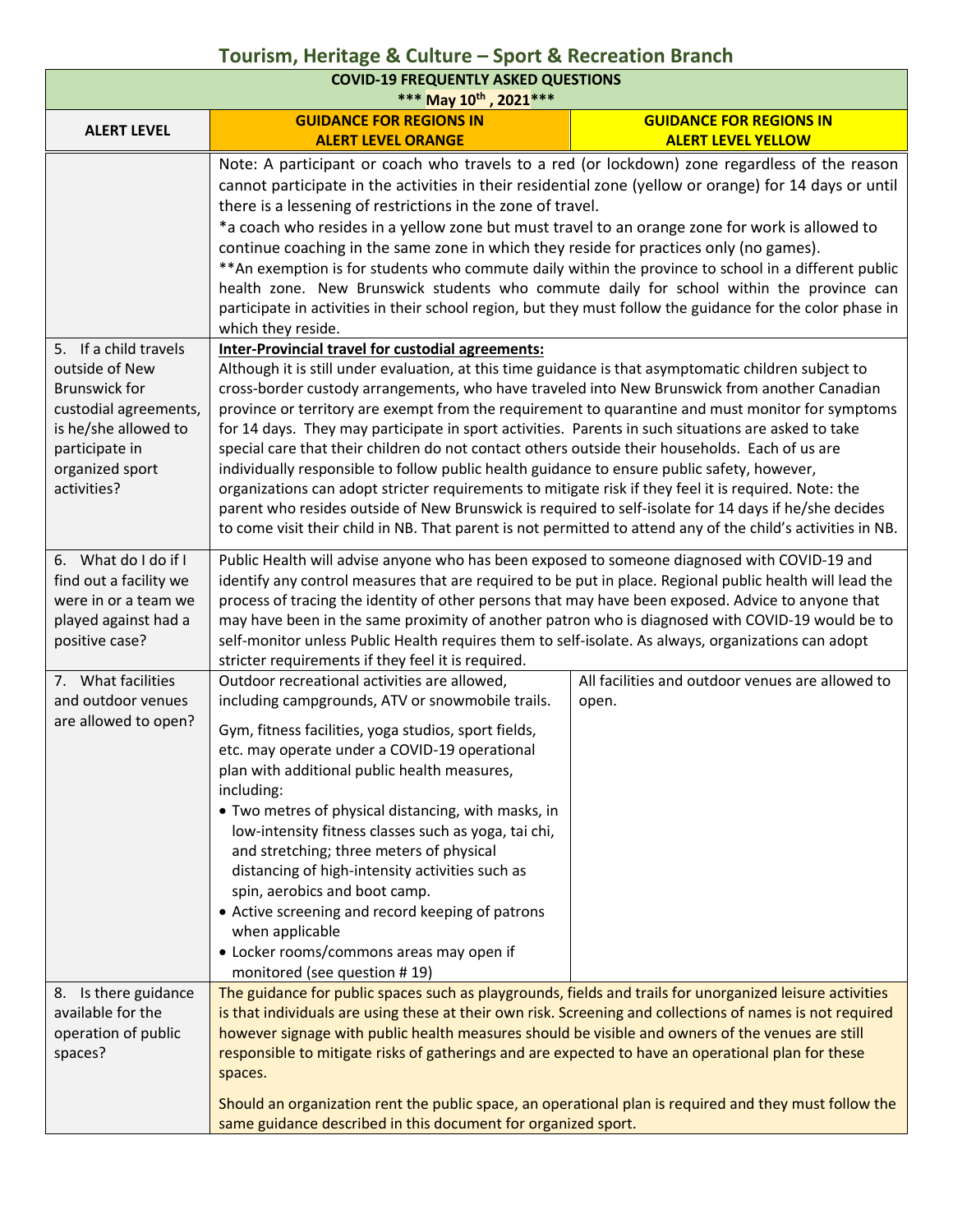## Tourism, Heritage & Culture – Sport & Recreation Branch

| COVID-19 FREQUENTLY ASKED QUESTIONS *** May 10th, 2021*** | | |
|---|---|---|
| **ALERT LEVEL** | **GUIDANCE FOR REGIONS IN ALERT LEVEL ORANGE** | **GUIDANCE FOR REGIONS IN ALERT LEVEL YELLOW** |
| | Note: A participant or coach who travels to a red (or lockdown) zone regardless of the reason cannot participate in the activities in their residential zone (yellow or orange) for 14 days or until there is a lessening of restrictions in the zone of travel.<br>*a coach who resides in a yellow zone but must travel to an orange zone for work is allowed to continue coaching in the same zone in which they reside for practices only (no games).<br>**An exemption is for students who commute daily within the province to school in a different public health zone. New Brunswick students who commute daily for school within the province can participate in activities in their school region, but they must follow the guidance for the color phase in which they reside. | |
| 5. If a child travels outside of New Brunswick for custodial agreements, is he/she allowed to participate in organized sport activities? | **Inter-Provincial travel for custodial agreements:**<br>Although it is still under evaluation, at this time guidance is that asymptomatic children subject to cross-border custody arrangements, who have traveled into New Brunswick from another Canadian province or territory are exempt from the requirement to quarantine and must monitor for symptoms for 14 days. They may participate in sport activities. Parents in such situations are asked to take special care that their children do not contact others outside their households. Each of us are individually responsible to follow public health guidance to ensure public safety, however, organizations can adopt stricter requirements to mitigate risk if they feel it is required. Note: the parent who resides outside of New Brunswick is required to self-isolate for 14 days if he/she decides to come visit their child in NB. That parent is not permitted to attend any of the child's activities in NB. | |
| 6. What do I do if I find out a facility we were in or a team we played against had a positive case? | Public Health will advise anyone who has been exposed to someone diagnosed with COVID-19 and identify any control measures that are required to be put in place. Regional public health will lead the process of tracing the identity of other persons that may have been exposed. Advice to anyone that may have been in the same proximity of another patron who is diagnosed with COVID-19 would be to self-monitor unless Public Health requires them to self-isolate. As always, organizations can adopt stricter requirements if they feel it is required. | |
| 7. What facilities and outdoor venues are allowed to open? | Outdoor recreational activities are allowed, including campgrounds, ATV or snowmobile trails.<br><br>Gym, fitness facilities, yoga studios, sport fields, etc. may operate under a COVID-19 operational plan with additional public health measures, including:<br>• Two metres of physical distancing, with masks, in low-intensity fitness classes such as yoga, tai chi, and stretching; three meters of physical distancing of high-intensity activities such as spin, aerobics and boot camp.<br>• Active screening and record keeping of patrons when applicable<br>• Locker rooms/commons areas may open if monitored (see question # 19) | All facilities and outdoor venues are allowed to open. |
| 8. Is there guidance available for the operation of public spaces? | The guidance for public spaces such as playgrounds, fields and trails for unorganized leisure activities is that individuals are using these at their own risk. Screening and collections of names is not required however signage with public health measures should be visible and owners of the venues are still responsible to mitigate risks of gatherings and are expected to have an operational plan for these spaces.<br><br>Should an organization rent the public space, an operational plan is required and they must follow the same guidance described in this document for organized sport. | |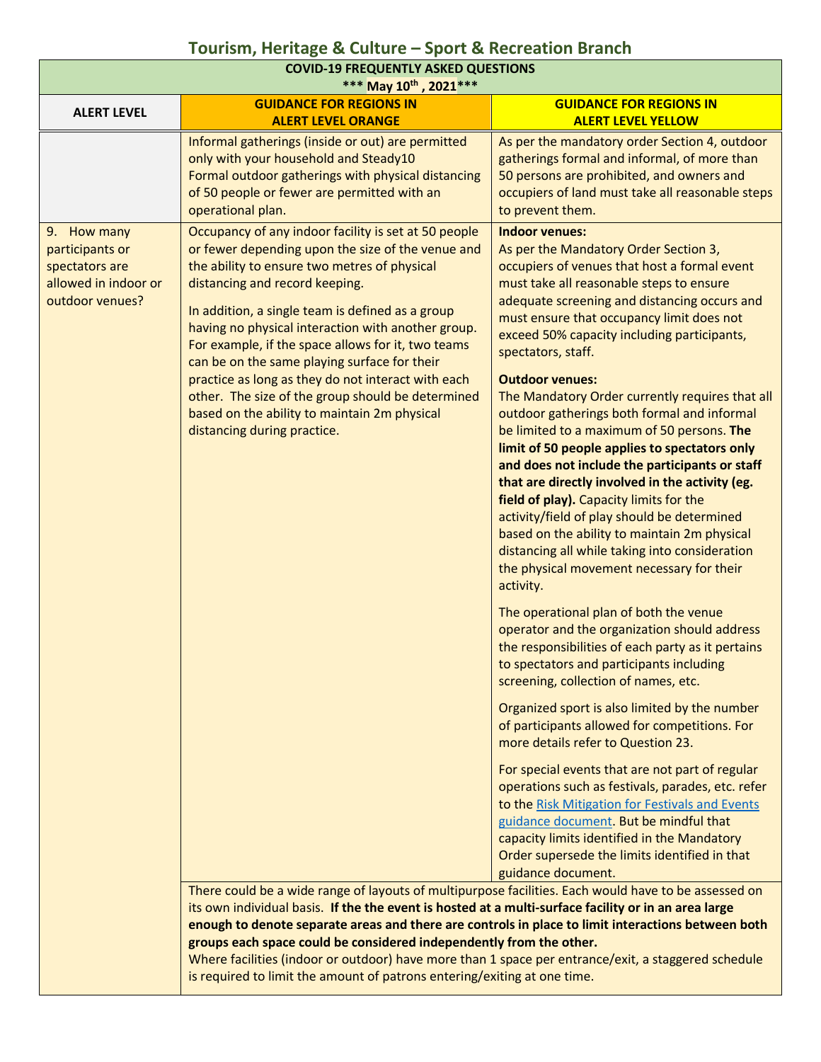## Tourism, Heritage & Culture – Sport & Recreation Branch

| COVID-19 FREQUENTLY ASKED QUESTIONS *** May 10th , 2021*** | | |
|---|---|---|
| **ALERT LEVEL** | **GUIDANCE FOR REGIONS IN ALERT LEVEL ORANGE** | **GUIDANCE FOR REGIONS IN ALERT LEVEL YELLOW** |
| | Informal gatherings (inside or out) are permitted only with your household and Steady10<br>Formal outdoor gatherings with physical distancing of 50 people or fewer are permitted with an operational plan. | As per the mandatory order Section 4, outdoor gatherings formal and informal, of more than 50 persons are prohibited, and owners and occupiers of land must take all reasonable steps to prevent them. |
| 9. How many participants or spectators are allowed in indoor or outdoor venues? | Occupancy of any indoor facility is set at 50 people or fewer depending upon the size of the venue and the ability to ensure two metres of physical distancing and record keeping.<br><br>In addition, a single team is defined as a group having no physical interaction with another group. For example, if the space allows for it, two teams can be on the same playing surface for their practice as long as they do not interact with each other. The size of the group should be determined based on the ability to maintain 2m physical distancing during practice. | **Indoor venues:**<br>As per the Mandatory Order Section 3, occupiers of venues that host a formal event must take all reasonable steps to ensure adequate screening and distancing occurs and must ensure that occupancy limit does not exceed 50% capacity including participants, spectators, staff.<br><br>**Outdoor venues:**<br>The Mandatory Order currently requires that all outdoor gatherings both formal and informal be limited to a maximum of 50 persons. **The limit of 50 people applies to spectators only and does not include the participants or staff that are directly involved in the activity (eg. field of play).** Capacity limits for the activity/field of play should be determined based on the ability to maintain 2m physical distancing all while taking into consideration the physical movement necessary for their activity.<br><br>The operational plan of both the venue operator and the organization should address the responsibilities of each party as it pertains to spectators and participants including screening, collection of names, etc.<br><br>Organized sport is also limited by the number of participants allowed for competitions. For more details refer to Question 23.<br><br>For special events that are not part of regular operations such as festivals, parades, etc. refer to the [Risk Mitigation for Festivals and Events guidance document](). But be mindful that capacity limits identified in the Mandatory Order supersede the limits identified in that guidance document. |
| | There could be a wide range of layouts of multipurpose facilities. Each would have to be assessed on its own individual basis. **If the the event is hosted at a multi-surface facility or in an area large enough to denote separate areas and there are controls in place to limit interactions between both groups each space could be considered independently from the other.**<br>Where facilities (indoor or outdoor) have more than 1 space per entrance/exit, a staggered schedule is required to limit the amount of patrons entering/exiting at one time. | |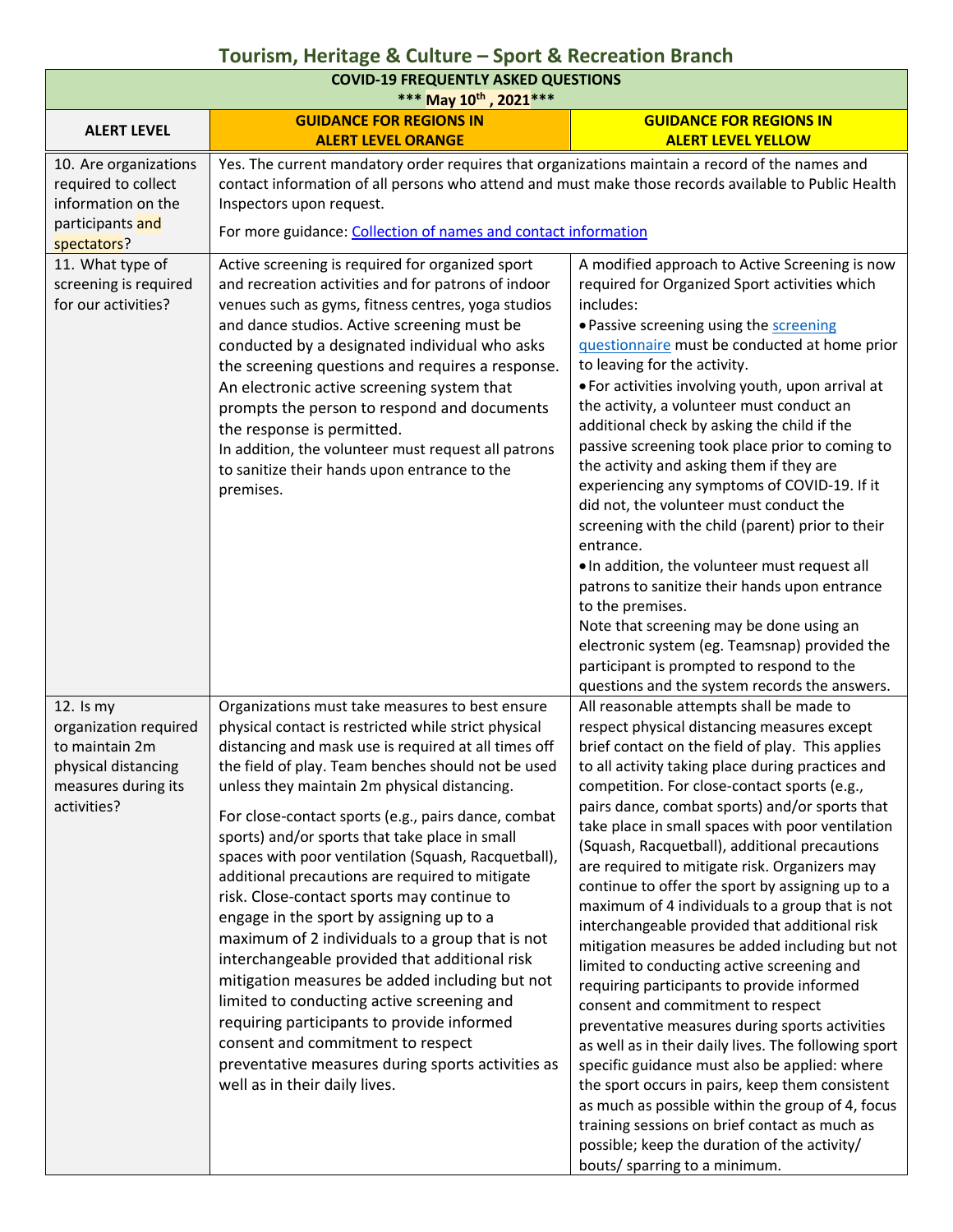## Tourism, Heritage & Culture – Sport & Recreation Branch

| COVID-19 FREQUENTLY ASKED QUESTIONS *** May 10th , 2021*** | | |
|---|---|---|
| **ALERT LEVEL** | **GUIDANCE FOR REGIONS IN ALERT LEVEL ORANGE** | **GUIDANCE FOR REGIONS IN ALERT LEVEL YELLOW** |
| 10. Are organizations required to collect information on the participants and spectators? | Yes. The current mandatory order requires that organizations maintain a record of the names and contact information of all persons who attend and must make those records available to Public Health Inspectors upon request.<br><br>For more guidance: [Collection of names and contact information]() | |
| 11. What type of screening is required for our activities? | Active screening is required for organized sport and recreation activities and for patrons of indoor venues such as gyms, fitness centres, yoga studios and dance studios. Active screening must be conducted by a designated individual who asks the screening questions and requires a response. An electronic active screening system that prompts the person to respond and documents the response is permitted.<br>In addition, the volunteer must request all patrons to sanitize their hands upon entrance to the premises. | A modified approach to Active Screening is now required for Organized Sport activities which includes:<br>• Passive screening using the [screening questionnaire]() must be conducted at home prior to leaving for the activity.<br>• For activities involving youth, upon arrival at the activity, a volunteer must conduct an additional check by asking the child if the passive screening took place prior to coming to the activity and asking them if they are experiencing any symptoms of COVID-19. If it did not, the volunteer must conduct the screening with the child (parent) prior to their entrance.<br>• In addition, the volunteer must request all patrons to sanitize their hands upon entrance to the premises.<br>Note that screening may be done using an electronic system (eg. Teamsnap) provided the participant is prompted to respond to the questions and the system records the answers. |
| 12. Is my organization required to maintain 2m physical distancing measures during its activities? | Organizations must take measures to best ensure physical contact is restricted while strict physical distancing and mask use is required at all times off the field of play. Team benches should not be used unless they maintain 2m physical distancing.<br><br>For close-contact sports (e.g., pairs dance, combat sports) and/or sports that take place in small spaces with poor ventilation (Squash, Racquetball), additional precautions are required to mitigate risk. Close-contact sports may continue to engage in the sport by assigning up to a maximum of 2 individuals to a group that is not interchangeable provided that additional risk mitigation measures be added including but not limited to conducting active screening and requiring participants to provide informed consent and commitment to respect preventative measures during sports activities as well as in their daily lives. | All reasonable attempts shall be made to respect physical distancing measures except brief contact on the field of play. This applies to all activity taking place during practices and competition. For close-contact sports (e.g., pairs dance, combat sports) and/or sports that take place in small spaces with poor ventilation (Squash, Racquetball), additional precautions are required to mitigate risk. Organizers may continue to offer the sport by assigning up to a maximum of 4 individuals to a group that is not interchangeable provided that additional risk mitigation measures be added including but not limited to conducting active screening and requiring participants to provide informed consent and commitment to respect preventative measures during sports activities as well as in their daily lives. The following sport specific guidance must also be applied: where the sport occurs in pairs, keep them consistent as much as possible within the group of 4, focus training sessions on brief contact as much as possible; keep the duration of the activity/ bouts/ sparring to a minimum. |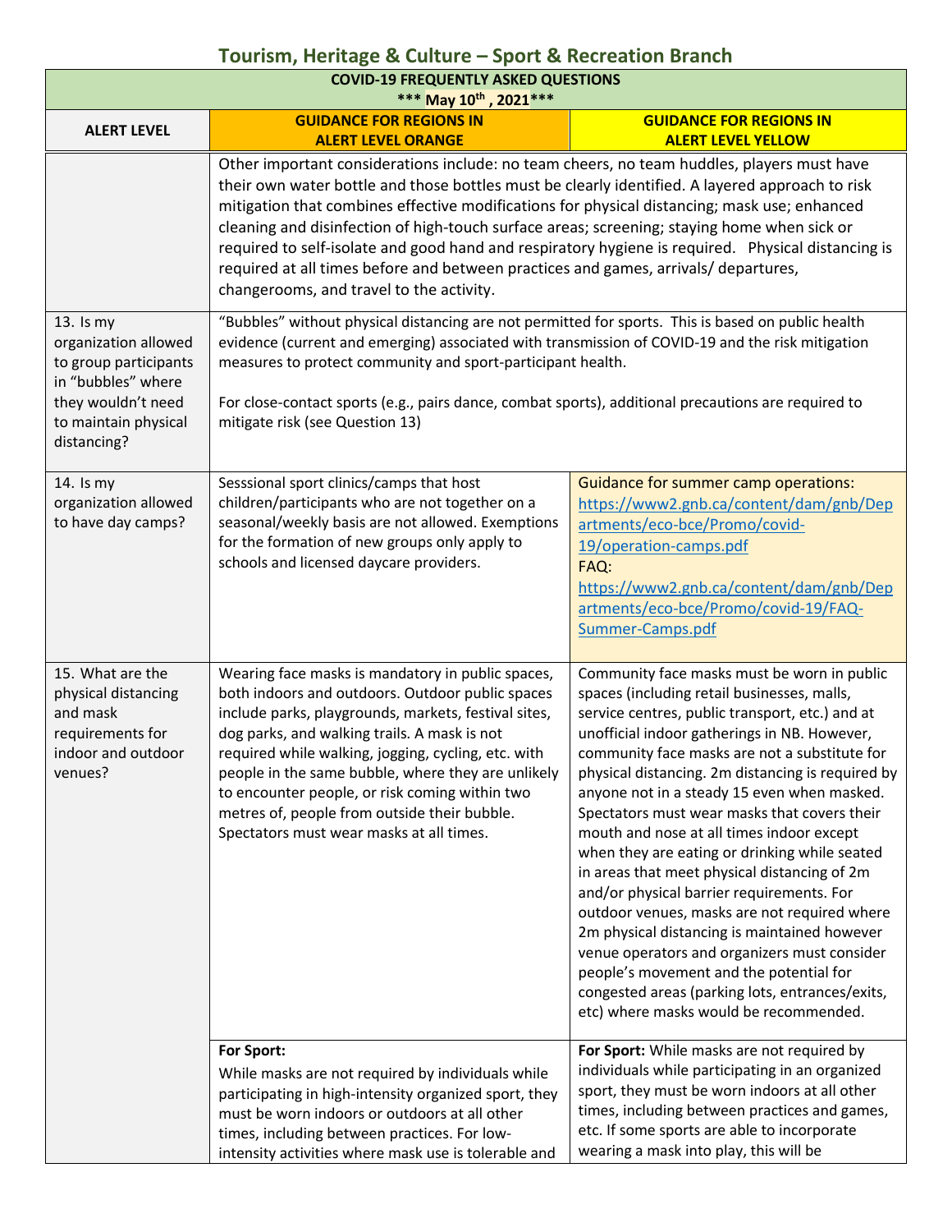## Tourism, Heritage & Culture – Sport & Recreation Branch

| COVID-19 FREQUENTLY ASKED QUESTIONS *** May 10th , 2021*** | | |
|---|---|---|
| **ALERT LEVEL** | **GUIDANCE FOR REGIONS IN ALERT LEVEL ORANGE** | **GUIDANCE FOR REGIONS IN ALERT LEVEL YELLOW** |
| | Other important considerations include: no team cheers, no team huddles, players must have their own water bottle and those bottles must be clearly identified. A layered approach to risk mitigation that combines effective modifications for physical distancing; mask use; enhanced cleaning and disinfection of high-touch surface areas; screening; staying home when sick or required to self-isolate and good hand and respiratory hygiene is required. Physical distancing is required at all times before and between practices and games, arrivals/ departures, changerooms, and travel to the activity. | |
| 13. Is my organization allowed to group participants in "bubbles" where they wouldn't need to maintain physical distancing? | "Bubbles" without physical distancing are not permitted for sports. This is based on public health evidence (current and emerging) associated with transmission of COVID-19 and the risk mitigation measures to protect community and sport-participant health.<br><br>For close-contact sports (e.g., pairs dance, combat sports), additional precautions are required to mitigate risk (see Question 13) | |
| 14. Is my organization allowed to have day camps? | Sesssional sport clinics/camps that host children/participants who are not together on a seasonal/weekly basis are not allowed. Exemptions for the formation of new groups only apply to schools and licensed daycare providers. | Guidance for summer camp operations: https://www2.gnb.ca/content/dam/gnb/Departments/eco-bce/Promo/covid-19/operation-camps.pdf<br>FAQ: https://www2.gnb.ca/content/dam/gnb/Departments/eco-bce/Promo/covid-19/FAQ-Summer-Camps.pdf |
| 15. What are the physical distancing and mask requirements for indoor and outdoor venues? | Wearing face masks is mandatory in public spaces, both indoors and outdoors. Outdoor public spaces include parks, playgrounds, markets, festival sites, dog parks, and walking trails. A mask is not required while walking, jogging, cycling, etc. with people in the same bubble, where they are unlikely to encounter people, or risk coming within two metres of, people from outside their bubble. Spectators must wear masks at all times. | Community face masks must be worn in public spaces (including retail businesses, malls, service centres, public transport, etc.) and at unofficial indoor gatherings in NB. However, community face masks are not a substitute for physical distancing. 2m distancing is required by anyone not in a steady 15 even when masked. Spectators must wear masks that covers their mouth and nose at all times indoor except when they are eating or drinking while seated in areas that meet physical distancing of 2m and/or physical barrier requirements. For outdoor venues, masks are not required where 2m physical distancing is maintained however venue operators and organizers must consider people's movement and the potential for congested areas (parking lots, entrances/exits, etc) where masks would be recommended. |
| | **For Sport:**<br>While masks are not required by individuals while participating in high-intensity organized sport, they must be worn indoors or outdoors at all other times, including between practices. For low-intensity activities where mask use is tolerable and | **For Sport:** While masks are not required by individuals while participating in an organized sport, they must be worn indoors at all other times, including between practices and games, etc. If some sports are able to incorporate wearing a mask into play, this will be |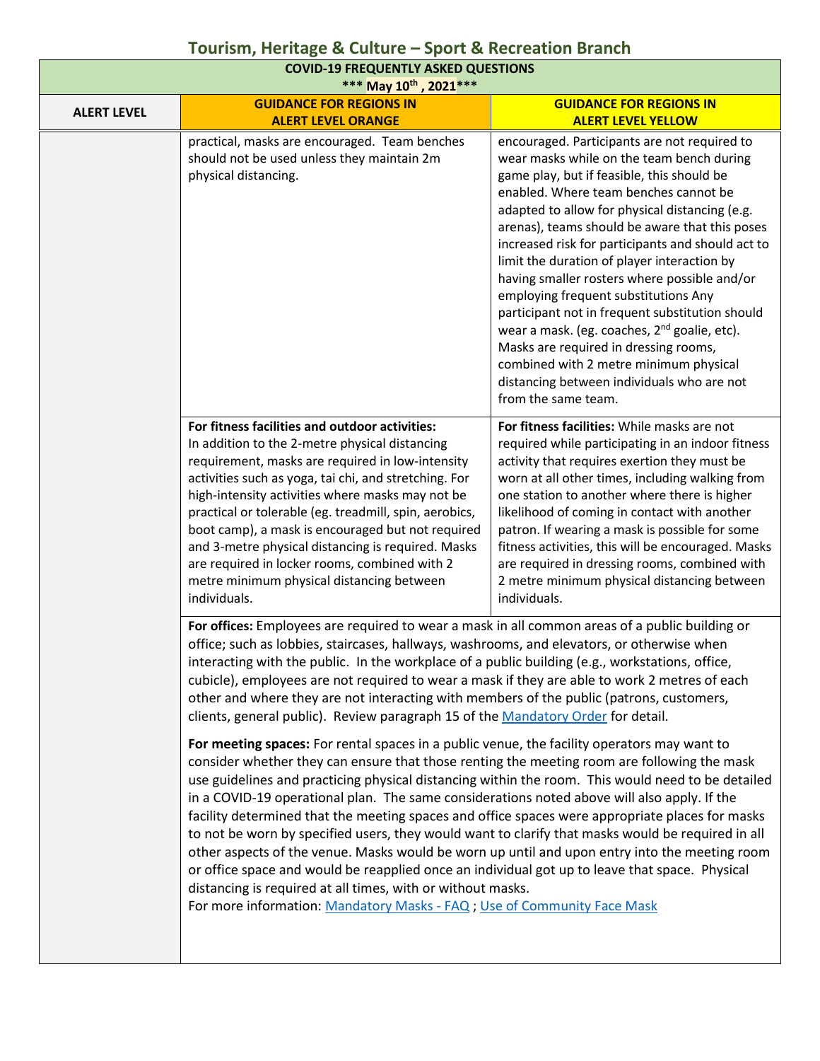## Tourism, Heritage & Culture – Sport & Recreation Branch

| COVID-19 FREQUENTLY ASKED QUESTIONS *** May 10th , 2021*** | | |
|---|---|---|
| **ALERT LEVEL** | **GUIDANCE FOR REGIONS IN ALERT LEVEL ORANGE** | **GUIDANCE FOR REGIONS IN ALERT LEVEL YELLOW** |
| | practical, masks are encouraged. Team benches should not be used unless they maintain 2m physical distancing. | encouraged. Participants are not required to wear masks while on the team bench during game play, but if feasible, this should be enabled. Where team benches cannot be adapted to allow for physical distancing (e.g. arenas), teams should be aware that this poses increased risk for participants and should act to limit the duration of player interaction by having smaller rosters where possible and/or employing frequent substitutions Any participant not in frequent substitution should wear a mask. (eg. coaches, 2nd goalie, etc). Masks are required in dressing rooms, combined with 2 metre minimum physical distancing between individuals who are not from the same team. |
| | **For fitness facilities and outdoor activities:** In addition to the 2-metre physical distancing requirement, masks are required in low-intensity activities such as yoga, tai chi, and stretching. For high-intensity activities where masks may not be practical or tolerable (eg. treadmill, spin, aerobics, boot camp), a mask is encouraged but not required and 3-metre physical distancing is required. Masks are required in locker rooms, combined with 2 metre minimum physical distancing between individuals. | **For fitness facilities:** While masks are not required while participating in an indoor fitness activity that requires exertion they must be worn at all other times, including walking from one station to another where there is higher likelihood of coming in contact with another patron. If wearing a mask is possible for some fitness activities, this will be encouraged. Masks are required in dressing rooms, combined with 2 metre minimum physical distancing between individuals. |
| | **For offices:** Employees are required to wear a mask in all common areas of a public building or office; such as lobbies, staircases, hallways, washrooms, and elevators, or otherwise when interacting with the public. In the workplace of a public building (e.g., workstations, office, cubicle), employees are not required to wear a mask if they are able to work 2 metres of each other and where they are not interacting with members of the public (patrons, customers, clients, general public). Review paragraph 15 of the Mandatory Order for detail.<br><br>**For meeting spaces:** For rental spaces in a public venue, the facility operators may want to consider whether they can ensure that those renting the meeting room are following the mask use guidelines and practicing physical distancing within the room. This would need to be detailed in a COVID-19 operational plan. The same considerations noted above will also apply. If the facility determined that the meeting spaces and office spaces were appropriate places for masks to not be worn by specified users, they would want to clarify that masks would be required in all other aspects of the venue. Masks would be worn up until and upon entry into the meeting room or office space and would be reapplied once an individual got up to leave that space. Physical distancing is required at all times, with or without masks.<br>For more information: Mandatory Masks - FAQ ; Use of Community Face Mask | |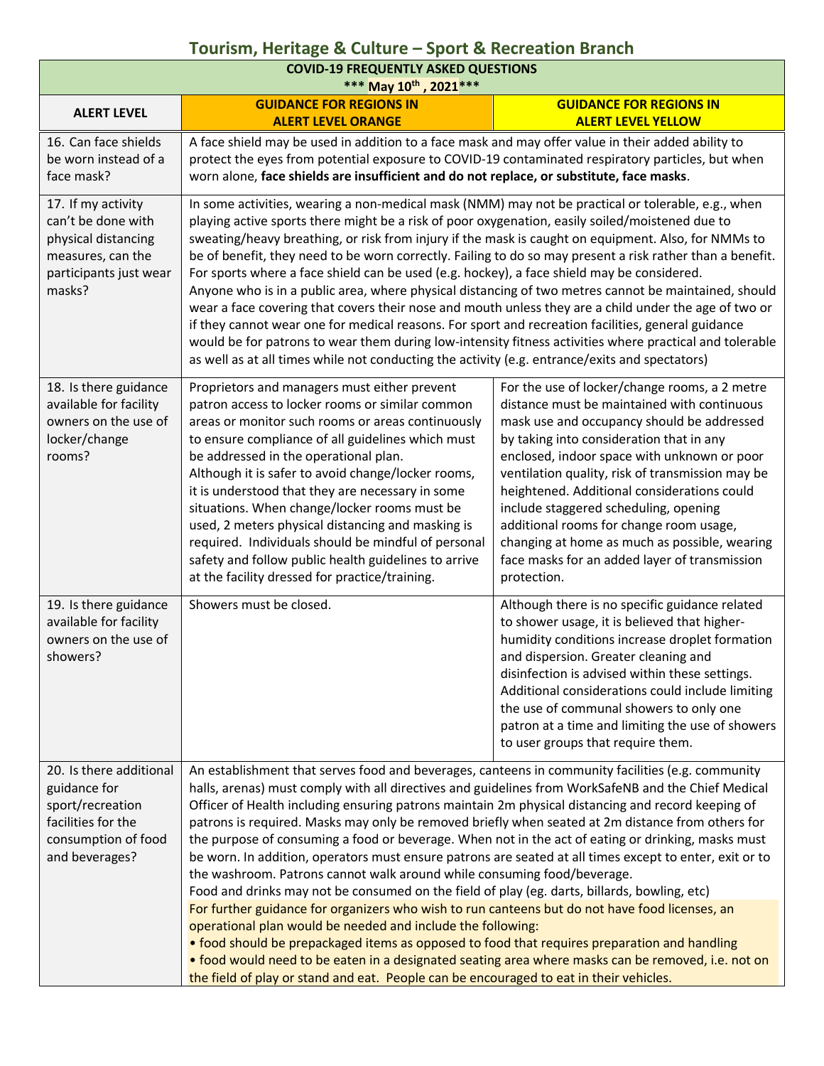## Tourism, Heritage & Culture – Sport & Recreation Branch

| COVID-19 FREQUENTLY ASKED QUESTIONS<br>*** May 10th , 2021*** | | |
|---|---|---|
| **ALERT LEVEL** | **GUIDANCE FOR REGIONS IN ALERT LEVEL ORANGE** | **GUIDANCE FOR REGIONS IN ALERT LEVEL YELLOW** |
| 16. Can face shields be worn instead of a face mask? | A face shield may be used in addition to a face mask and may offer value in their added ability to protect the eyes from potential exposure to COVID-19 contaminated respiratory particles, but when worn alone, **face shields are insufficient and do not replace, or substitute, face masks**. | |
| 17. If my activity can't be done with physical distancing measures, can the participants just wear masks? | In some activities, wearing a non-medical mask (NMM) may not be practical or tolerable, e.g., when playing active sports there might be a risk of poor oxygenation, easily soiled/moistened due to sweating/heavy breathing, or risk from injury if the mask is caught on equipment. Also, for NMMs to be of benefit, they need to be worn correctly. Failing to do so may present a risk rather than a benefit. For sports where a face shield can be used (e.g. hockey), a face shield may be considered.<br>Anyone who is in a public area, where physical distancing of two metres cannot be maintained, should wear a face covering that covers their nose and mouth unless they are a child under the age of two or if they cannot wear one for medical reasons. For sport and recreation facilities, general guidance would be for patrons to wear them during low-intensity fitness activities where practical and tolerable as well as at all times while not conducting the activity (e.g. entrance/exits and spectators) | |
| 18. Is there guidance available for facility owners on the use of locker/change rooms? | Proprietors and managers must either prevent patron access to locker rooms or similar common areas or monitor such rooms or areas continuously to ensure compliance of all guidelines which must be addressed in the operational plan.<br>Although it is safer to avoid change/locker rooms, it is understood that they are necessary in some situations. When change/locker rooms must be used, 2 meters physical distancing and masking is required. Individuals should be mindful of personal safety and follow public health guidelines to arrive at the facility dressed for practice/training. | For the use of locker/change rooms, a 2 metre distance must be maintained with continuous mask use and occupancy should be addressed by taking into consideration that in any enclosed, indoor space with unknown or poor ventilation quality, risk of transmission may be heightened. Additional considerations could include staggered scheduling, opening additional rooms for change room usage, changing at home as much as possible, wearing face masks for an added layer of transmission protection. |
| 19. Is there guidance available for facility owners on the use of showers? | Showers must be closed. | Although there is no specific guidance related to shower usage, it is believed that higher-humidity conditions increase droplet formation and dispersion. Greater cleaning and disinfection is advised within these settings. Additional considerations could include limiting the use of communal showers to only one patron at a time and limiting the use of showers to user groups that require them. |
| 20. Is there additional guidance for sport/recreation facilities for the consumption of food and beverages? | An establishment that serves food and beverages, canteens in community facilities (e.g. community halls, arenas) must comply with all directives and guidelines from WorkSafeNB and the Chief Medical Officer of Health including ensuring patrons maintain 2m physical distancing and record keeping of patrons is required. Masks may only be removed briefly when seated at 2m distance from others for the purpose of consuming a food or beverage. When not in the act of eating or drinking, masks must be worn. In addition, operators must ensure patrons are seated at all times except to enter, exit or to the washroom. Patrons cannot walk around while consuming food/beverage.<br>Food and drinks may not be consumed on the field of play (eg. darts, billards, bowling, etc)<br>For further guidance for organizers who wish to run canteens but do not have food licenses, an operational plan would be needed and include the following:<br>• food should be prepackaged items as opposed to food that requires preparation and handling<br>• food would need to be eaten in a designated seating area where masks can be removed, i.e. not on the field of play or stand and eat. People can be encouraged to eat in their vehicles. | |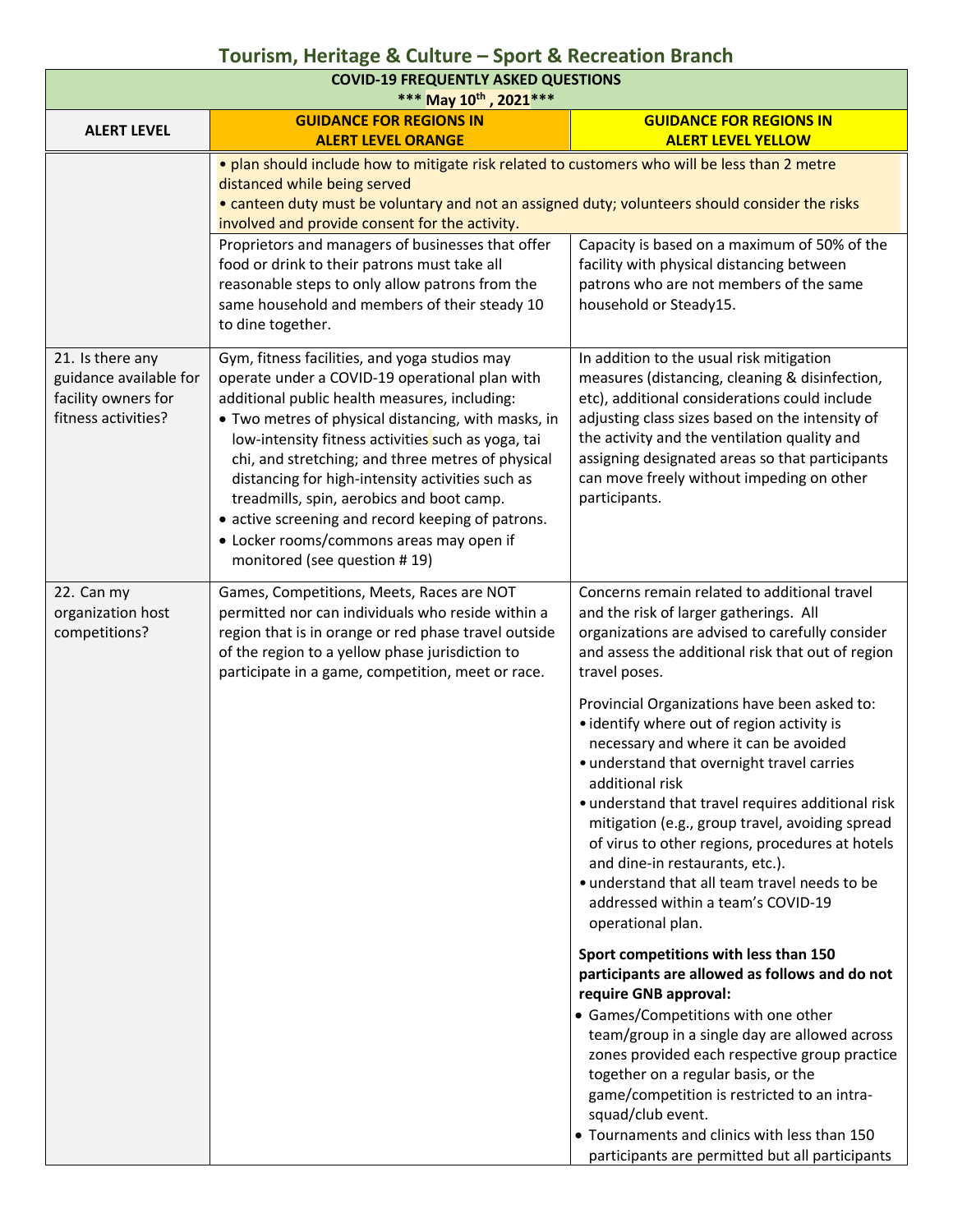## Tourism, Heritage & Culture – Sport & Recreation Branch

| COVID-19 FREQUENTLY ASKED QUESTIONS *** May 10th , 2021*** | | |
|---|---|---|
| **ALERT LEVEL** | **GUIDANCE FOR REGIONS IN ALERT LEVEL ORANGE** | **GUIDANCE FOR REGIONS IN ALERT LEVEL YELLOW** |
| | • plan should include how to mitigate risk related to customers who will be less than 2 metre distanced while being served<br>• canteen duty must be voluntary and not an assigned duty; volunteers should consider the risks involved and provide consent for the activity. | |
| | Proprietors and managers of businesses that offer food or drink to their patrons must take all reasonable steps to only allow patrons from the same household and members of their steady 10 to dine together. | Capacity is based on a maximum of 50% of the facility with physical distancing between patrons who are not members of the same household or Steady15. |
| 21. Is there any guidance available for facility owners for fitness activities? | Gym, fitness facilities, and yoga studios may operate under a COVID-19 operational plan with additional public health measures, including:<br>• Two metres of physical distancing, with masks, in low-intensity fitness activities such as yoga, tai chi, and stretching; and three metres of physical distancing for high-intensity activities such as treadmills, spin, aerobics and boot camp.<br>• active screening and record keeping of patrons.<br>• Locker rooms/commons areas may open if monitored (see question # 19) | In addition to the usual risk mitigation measures (distancing, cleaning & disinfection, etc), additional considerations could include adjusting class sizes based on the intensity of the activity and the ventilation quality and assigning designated areas so that participants can move freely without impeding on other participants. |
| 22. Can my organization host competitions? | Games, Competitions, Meets, Races are NOT permitted nor can individuals who reside within a region that is in orange or red phase travel outside of the region to a yellow phase jurisdiction to participate in a game, competition, meet or race. | Concerns remain related to additional travel and the risk of larger gatherings. All organizations are advised to carefully consider and assess the additional risk that out of region travel poses.<br><br>Provincial Organizations have been asked to:<br>• identify where out of region activity is necessary and where it can be avoided<br>• understand that overnight travel carries additional risk<br>• understand that travel requires additional risk mitigation (e.g., group travel, avoiding spread of virus to other regions, procedures at hotels and dine-in restaurants, etc.).<br>• understand that all team travel needs to be addressed within a team's COVID-19 operational plan.<br><br>**Sport competitions with less than 150 participants are allowed as follows and do not require GNB approval:**<br>• Games/Competitions with one other team/group in a single day are allowed across zones provided each respective group practice together on a regular basis, or the game/competition is restricted to an intra-squad/club event.<br>• Tournaments and clinics with less than 150 participants are permitted but all participants |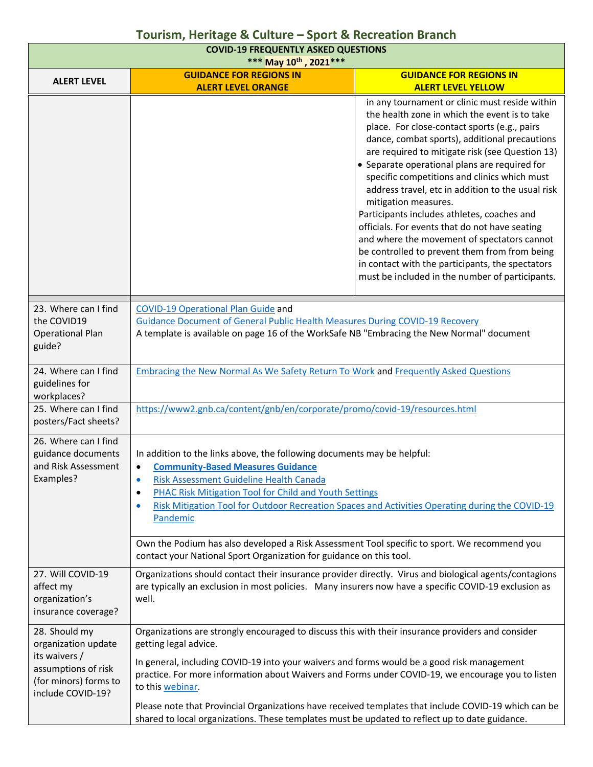## Tourism, Heritage & Culture – Sport & Recreation Branch

| COVID-19 FREQUENTLY ASKED QUESTIONS *** May 10th , 2021*** | | |
|---|---|---|
| **ALERT LEVEL** | **GUIDANCE FOR REGIONS IN ALERT LEVEL ORANGE** | **GUIDANCE FOR REGIONS IN ALERT LEVEL YELLOW** |
| | | in any tournament or clinic must reside within the health zone in which the event is to take place. For close-contact sports (e.g., pairs dance, combat sports), additional precautions are required to mitigate risk (see Question 13)<br>• Separate operational plans are required for specific competitions and clinics which must address travel, etc in addition to the usual risk mitigation measures.<br>Participants includes athletes, coaches and officials. For events that do not have seating and where the movement of spectators cannot be controlled to prevent them from from being in contact with the participants, the spectators must be included in the number of participants. |
| 23. Where can I find the COVID19 Operational Plan guide? | COVID-19 Operational Plan Guide and<br>Guidance Document of General Public Health Measures During COVID-19 Recovery<br>A template is available on page 16 of the WorkSafe NB "Embracing the New Normal" document | |
| 24. Where can I find guidelines for workplaces? | Embracing the New Normal As We Safety Return To Work and Frequently Asked Questions | |
| 25. Where can I find posters/Fact sheets? | https://www2.gnb.ca/content/gnb/en/corporate/promo/covid-19/resources.html | |
| 26. Where can I find guidance documents and Risk Assessment Examples? | In addition to the links above, the following documents may be helpful:<br>• **Community-Based Measures Guidance**<br>• Risk Assessment Guideline Health Canada<br>• PHAC Risk Mitigation Tool for Child and Youth Settings<br>• Risk Mitigation Tool for Outdoor Recreation Spaces and Activities Operating during the COVID-19 Pandemic<br><br>Own the Podium has also developed a Risk Assessment Tool specific to sport. We recommend you contact your National Sport Organization for guidance on this tool. | |
| 27. Will COVID-19 affect my organization's insurance coverage? | Organizations should contact their insurance provider directly. Virus and biological agents/contagions are typically an exclusion in most policies. Many insurers now have a specific COVID-19 exclusion as well. | |
| 28. Should my organization update its waivers / assumptions of risk (for minors) forms to include COVID-19? | Organizations are strongly encouraged to discuss this with their insurance providers and consider getting legal advice.<br><br>In general, including COVID-19 into your waivers and forms would be a good risk management practice. For more information about Waivers and Forms under COVID-19, we encourage you to listen to this webinar.<br><br>Please note that Provincial Organizations have received templates that include COVID-19 which can be shared to local organizations. These templates must be updated to reflect up to date guidance. | |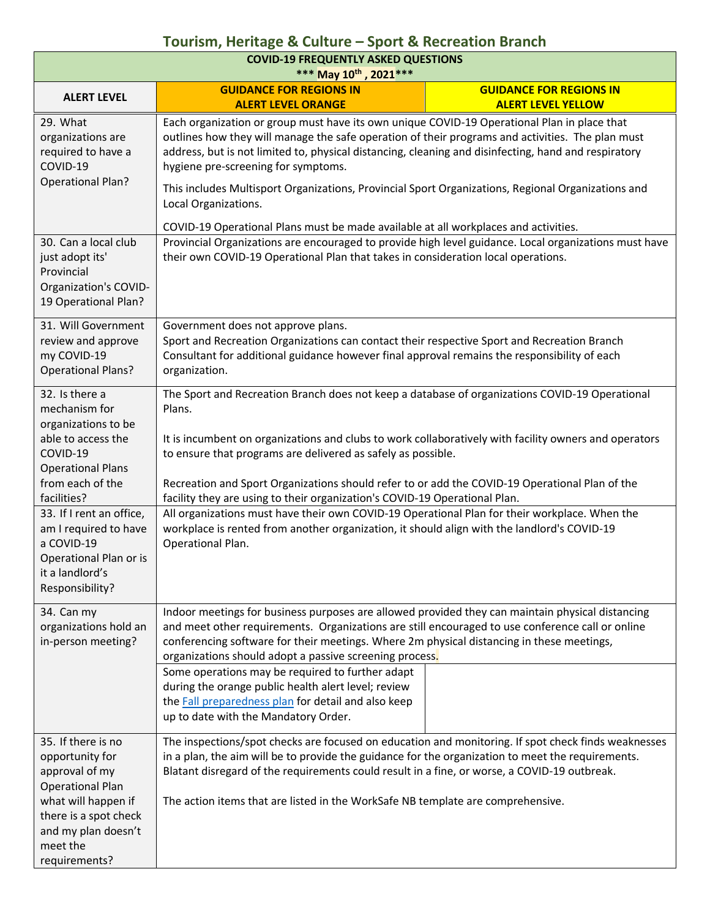# Tourism, Heritage & Culture – Sport & Recreation Branch

| COVID-19 FREQUENTLY ASKED QUESTIONS *** May 10th, 2021*** | | |
|---|---|---|
| **ALERT LEVEL** | **GUIDANCE FOR REGIONS IN ALERT LEVEL ORANGE** | **GUIDANCE FOR REGIONS IN ALERT LEVEL YELLOW** |
| 29. What organizations are required to have a COVID-19 Operational Plan? | Each organization or group must have its own unique COVID-19 Operational Plan in place that outlines how they will manage the safe operation of their programs and activities. The plan must address, but is not limited to, physical distancing, cleaning and disinfecting, hand and respiratory hygiene pre-screening for symptoms.<br><br>This includes Multisport Organizations, Provincial Sport Organizations, Regional Organizations and Local Organizations.<br><br>COVID-19 Operational Plans must be made available at all workplaces and activities. | |
| 30. Can a local club just adopt its' Provincial Organization's COVID-19 Operational Plan? | Provincial Organizations are encouraged to provide high level guidance. Local organizations must have their own COVID-19 Operational Plan that takes in consideration local operations. | |
| 31. Will Government review and approve my COVID-19 Operational Plans? | Government does not approve plans.<br>Sport and Recreation Organizations can contact their respective Sport and Recreation Branch Consultant for additional guidance however final approval remains the responsibility of each organization. | |
| 32. Is there a mechanism for organizations to be able to access the COVID-19 Operational Plans from each of the facilities? | The Sport and Recreation Branch does not keep a database of organizations COVID-19 Operational Plans.<br><br>It is incumbent on organizations and clubs to work collaboratively with facility owners and operators to ensure that programs are delivered as safely as possible.<br><br>Recreation and Sport Organizations should refer to or add the COVID-19 Operational Plan of the facility they are using to their organization's COVID-19 Operational Plan. | |
| 33. If I rent an office, am I required to have a COVID-19 Operational Plan or is it a landlord's Responsibility? | All organizations must have their own COVID-19 Operational Plan for their workplace. When the workplace is rented from another organization, it should align with the landlord's COVID-19 Operational Plan. | |
| 34. Can my organizations hold an in-person meeting? | Indoor meetings for business purposes are allowed provided they can maintain physical distancing and meet other requirements. Organizations are still encouraged to use conference call or online conferencing software for their meetings. Where 2m physical distancing in these meetings, organizations should adopt a passive screening process. | |
| | Some operations may be required to further adapt during the orange public health alert level; review the Fall preparedness plan for detail and also keep up to date with the Mandatory Order. | |
| 35. If there is no opportunity for approval of my Operational Plan what will happen if there is a spot check and my plan doesn't meet the requirements? | The inspections/spot checks are focused on education and monitoring. If spot check finds weaknesses in a plan, the aim will be to provide the guidance for the organization to meet the requirements. Blatant disregard of the requirements could result in a fine, or worse, a COVID-19 outbreak.<br><br>The action items that are listed in the WorkSafe NB template are comprehensive. | |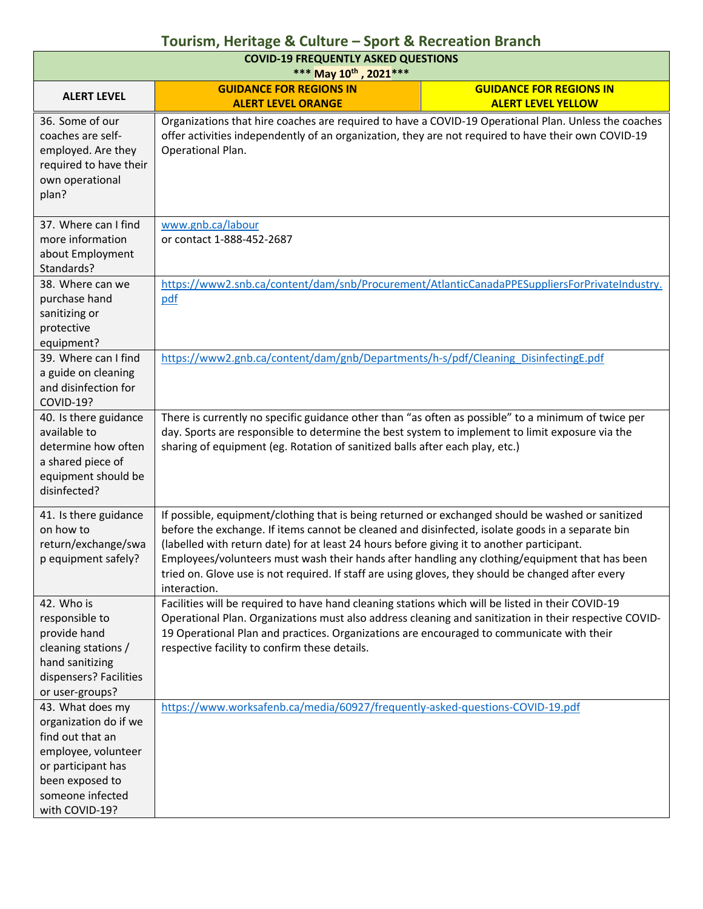## Tourism, Heritage & Culture – Sport & Recreation Branch

| COVID-19 FREQUENTLY ASKED QUESTIONS *** May 10th , 2021*** | | |
|---|---|---|
| **ALERT LEVEL** | **GUIDANCE FOR REGIONS IN ALERT LEVEL ORANGE** | **GUIDANCE FOR REGIONS IN ALERT LEVEL YELLOW** |
| 36. Some of our coaches are self-employed. Are they required to have their own operational plan? | Organizations that hire coaches are required to have a COVID-19 Operational Plan. Unless the coaches offer activities independently of an organization, they are not required to have their own COVID-19 Operational Plan. | |
| 37. Where can I find more information about Employment Standards? | www.gnb.ca/labour or contact 1-888-452-2687 | |
| 38. Where can we purchase hand sanitizing or protective equipment? | https://www2.snb.ca/content/dam/snb/Procurement/AtlanticCanadaPPESuppliersForPrivateIndustry.pdf | |
| 39. Where can I find a guide on cleaning and disinfection for COVID-19? | https://www2.gnb.ca/content/dam/gnb/Departments/h-s/pdf/Cleaning_DisinfectingE.pdf | |
| 40. Is there guidance available to determine how often a shared piece of equipment should be disinfected? | There is currently no specific guidance other than "as often as possible" to a minimum of twice per day. Sports are responsible to determine the best system to implement to limit exposure via the sharing of equipment (eg. Rotation of sanitized balls after each play, etc.) | |
| 41. Is there guidance on how to return/exchange/swap equipment safely? | If possible, equipment/clothing that is being returned or exchanged should be washed or sanitized before the exchange. If items cannot be cleaned and disinfected, isolate goods in a separate bin (labelled with return date) for at least 24 hours before giving it to another participant. Employees/volunteers must wash their hands after handling any clothing/equipment that has been tried on. Glove use is not required. If staff are using gloves, they should be changed after every interaction. | |
| 42. Who is responsible to provide hand cleaning stations / hand sanitizing dispensers? Facilities or user-groups? | Facilities will be required to have hand cleaning stations which will be listed in their COVID-19 Operational Plan. Organizations must also address cleaning and sanitization in their respective COVID-19 Operational Plan and practices. Organizations are encouraged to communicate with their respective facility to confirm these details. | |
| 43. What does my organization do if we find out that an employee, volunteer or participant has been exposed to someone infected with COVID-19? | https://www.worksafenb.ca/media/60927/frequently-asked-questions-COVID-19.pdf | |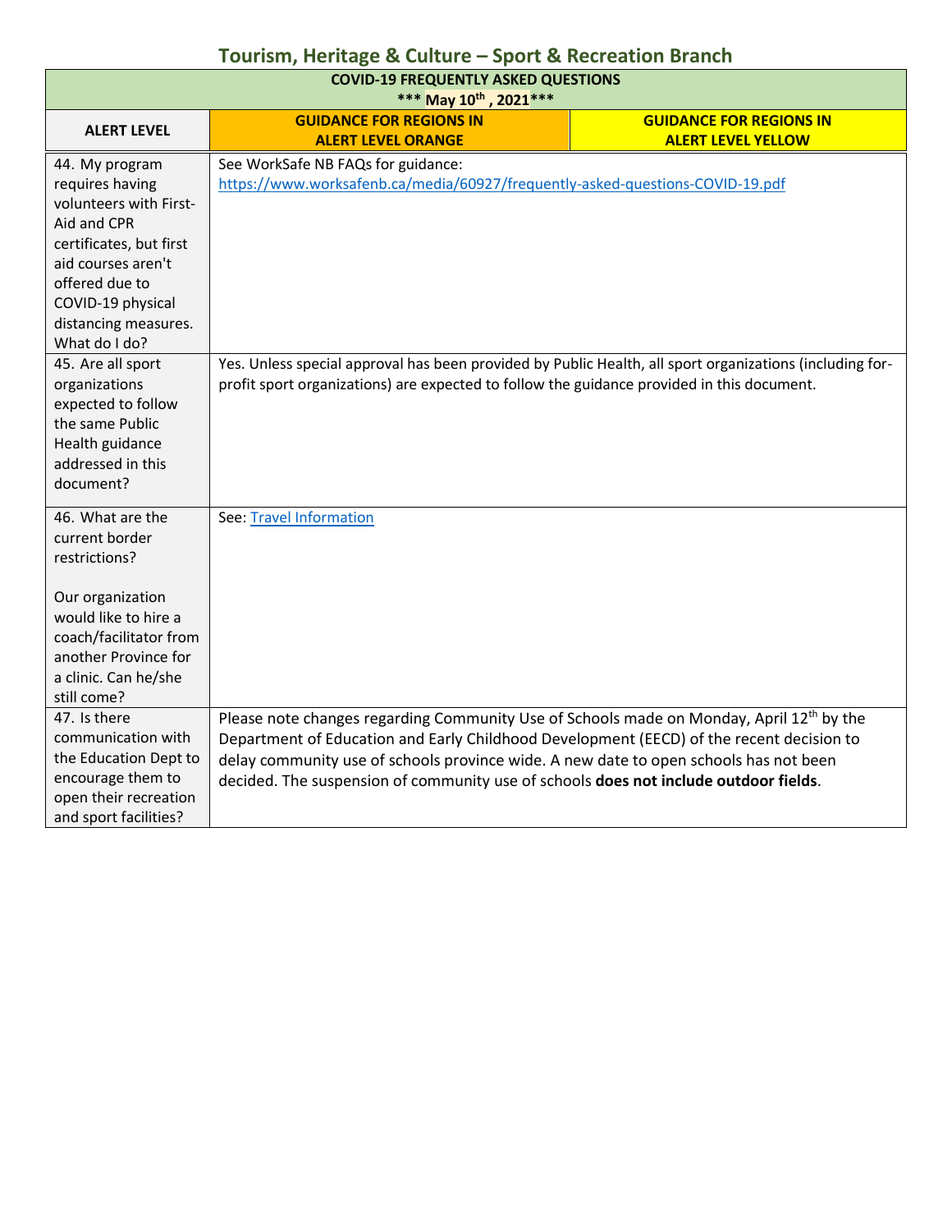# Tourism, Heritage & Culture – Sport & Recreation Branch

| COVID-19 FREQUENTLY ASKED QUESTIONS *** May 10th, 2021*** | | |
|---|---|---|
| **ALERT LEVEL** | **GUIDANCE FOR REGIONS IN ALERT LEVEL ORANGE** | **GUIDANCE FOR REGIONS IN ALERT LEVEL YELLOW** |
| 44. My program requires having volunteers with First-Aid and CPR certificates, but first aid courses aren't offered due to COVID-19 physical distancing measures. What do I do? | See WorkSafe NB FAQs for guidance: https://www.worksafenb.ca/media/60927/frequently-asked-questions-COVID-19.pdf | |
| 45. Are all sport organizations expected to follow the same Public Health guidance addressed in this document? | Yes. Unless special approval has been provided by Public Health, all sport organizations (including for-profit sport organizations) are expected to follow the guidance provided in this document. | |
| 46. What are the current border restrictions?<br><br>Our organization would like to hire a coach/facilitator from another Province for a clinic. Can he/she still come? | See: Travel Information | |
| 47. Is there communication with the Education Dept to encourage them to open their recreation and sport facilities? | Please note changes regarding Community Use of Schools made on Monday, April 12th by the Department of Education and Early Childhood Development (EECD) of the recent decision to delay community use of schools province wide. A new date to open schools has not been decided. The suspension of community use of schools **does not include outdoor fields**. | |